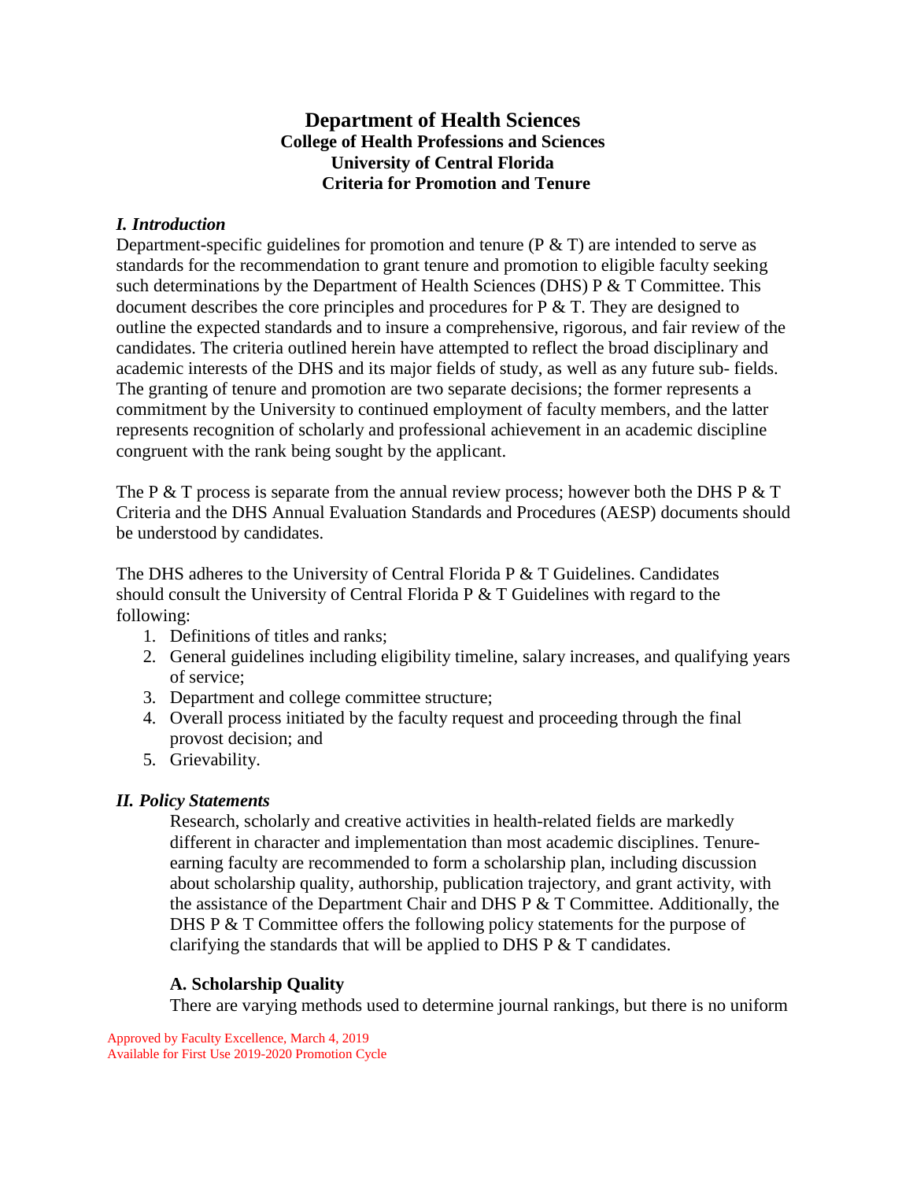# Department of Health Sciences

**College of Health Professions and Sciences**
**University of Central Florida**
**Criteria for Promotion and Tenure**

## *I. Introduction*

Department-specific guidelines for promotion and tenure (P & T) are intended to serve as standards for the recommendation to grant tenure and promotion to eligible faculty seeking such determinations by the Department of Health Sciences (DHS) P & T Committee. This document describes the core principles and procedures for P & T. They are designed to outline the expected standards and to insure a comprehensive, rigorous, and fair review of the candidates. The criteria outlined herein have attempted to reflect the broad disciplinary and academic interests of the DHS and its major fields of study, as well as any future sub- fields. The granting of tenure and promotion are two separate decisions; the former represents a commitment by the University to continued employment of faculty members, and the latter represents recognition of scholarly and professional achievement in an academic discipline congruent with the rank being sought by the applicant.

The P & T process is separate from the annual review process; however both the DHS P & T Criteria and the DHS Annual Evaluation Standards and Procedures (AESP) documents should be understood by candidates.

The DHS adheres to the University of Central Florida P & T Guidelines. Candidates should consult the University of Central Florida P & T Guidelines with regard to the following:

1. Definitions of titles and ranks;
2. General guidelines including eligibility timeline, salary increases, and qualifying years of service;
3. Department and college committee structure;
4. Overall process initiated by the faculty request and proceeding through the final provost decision; and
5. Grievability.

## *II. Policy Statements*

Research, scholarly and creative activities in health-related fields are markedly different in character and implementation than most academic disciplines. Tenure-earning faculty are recommended to form a scholarship plan, including discussion about scholarship quality, authorship, publication trajectory, and grant activity, with the assistance of the Department Chair and DHS P & T Committee. Additionally, the DHS P & T Committee offers the following policy statements for the purpose of clarifying the standards that will be applied to DHS P & T candidates.

### A. Scholarship Quality

There are varying methods used to determine journal rankings, but there is no uniform

Approved by Faculty Excellence, March 4, 2019
Available for First Use 2019-2020 Promotion Cycle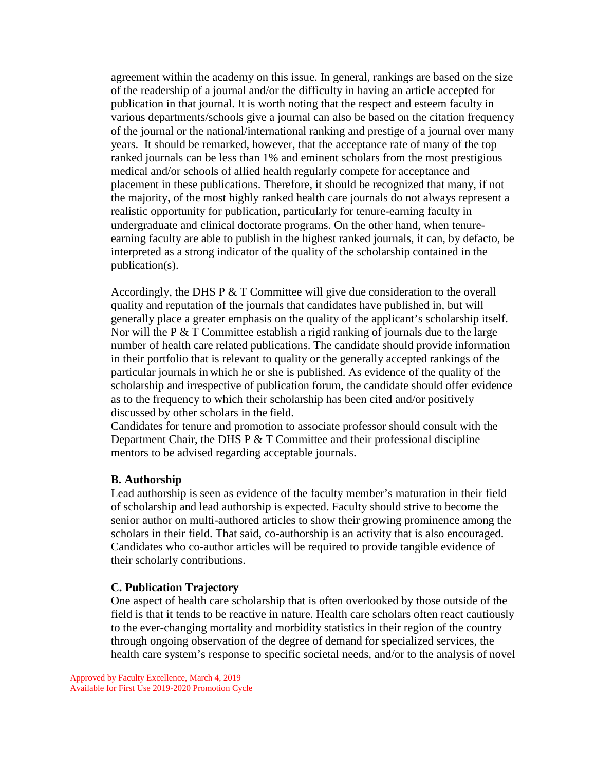agreement within the academy on this issue. In general, rankings are based on the size of the readership of a journal and/or the difficulty in having an article accepted for publication in that journal. It is worth noting that the respect and esteem faculty in various departments/schools give a journal can also be based on the citation frequency of the journal or the national/international ranking and prestige of a journal over many years. It should be remarked, however, that the acceptance rate of many of the top ranked journals can be less than 1% and eminent scholars from the most prestigious medical and/or schools of allied health regularly compete for acceptance and placement in these publications. Therefore, it should be recognized that many, if not the majority, of the most highly ranked health care journals do not always represent a realistic opportunity for publication, particularly for tenure-earning faculty in undergraduate and clinical doctorate programs. On the other hand, when tenure-earning faculty are able to publish in the highest ranked journals, it can, by defacto, be interpreted as a strong indicator of the quality of the scholarship contained in the publication(s).

Accordingly, the DHS P & T Committee will give due consideration to the overall quality and reputation of the journals that candidates have published in, but will generally place a greater emphasis on the quality of the applicant's scholarship itself. Nor will the P & T Committee establish a rigid ranking of journals due to the large number of health care related publications. The candidate should provide information in their portfolio that is relevant to quality or the generally accepted rankings of the particular journals in which he or she is published. As evidence of the quality of the scholarship and irrespective of publication forum, the candidate should offer evidence as to the frequency to which their scholarship has been cited and/or positively discussed by other scholars in the field.

Candidates for tenure and promotion to associate professor should consult with the Department Chair, the DHS P & T Committee and their professional discipline mentors to be advised regarding acceptable journals.

**B. Authorship**

Lead authorship is seen as evidence of the faculty member's maturation in their field of scholarship and lead authorship is expected. Faculty should strive to become the senior author on multi-authored articles to show their growing prominence among the scholars in their field. That said, co-authorship is an activity that is also encouraged. Candidates who co-author articles will be required to provide tangible evidence of their scholarly contributions.

**C. Publication Trajectory**

One aspect of health care scholarship that is often overlooked by those outside of the field is that it tends to be reactive in nature. Health care scholars often react cautiously to the ever-changing mortality and morbidity statistics in their region of the country through ongoing observation of the degree of demand for specialized services, the health care system's response to specific societal needs, and/or to the analysis of novel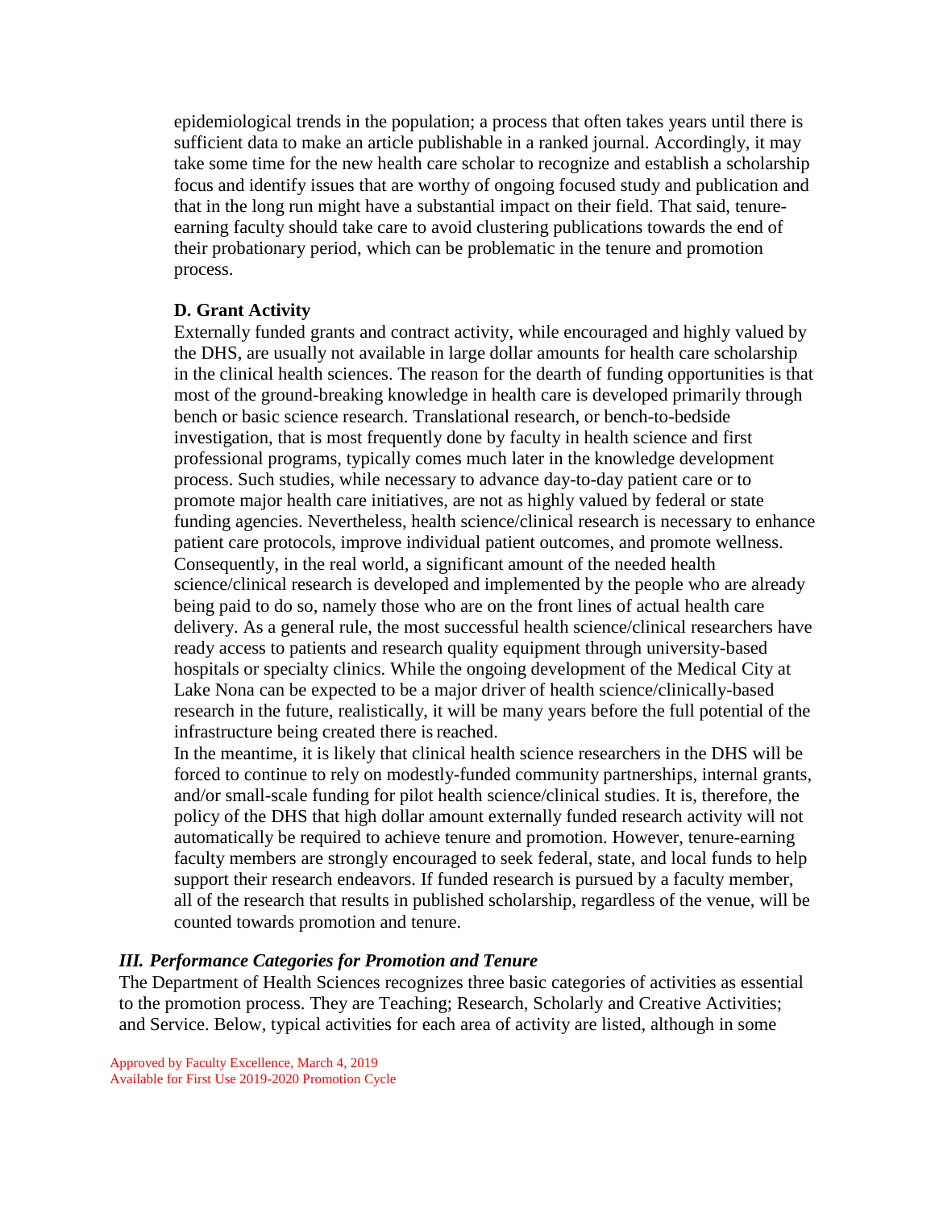epidemiological trends in the population; a process that often takes years until there is sufficient data to make an article publishable in a ranked journal. Accordingly, it may take some time for the new health care scholar to recognize and establish a scholarship focus and identify issues that are worthy of ongoing focused study and publication and that in the long run might have a substantial impact on their field. That said, tenure-earning faculty should take care to avoid clustering publications towards the end of their probationary period, which can be problematic in the tenure and promotion process.

**D. Grant Activity**

Externally funded grants and contract activity, while encouraged and highly valued by the DHS, are usually not available in large dollar amounts for health care scholarship in the clinical health sciences. The reason for the dearth of funding opportunities is that most of the ground-breaking knowledge in health care is developed primarily through bench or basic science research. Translational research, or bench-to-bedside investigation, that is most frequently done by faculty in health science and first professional programs, typically comes much later in the knowledge development process. Such studies, while necessary to advance day-to-day patient care or to promote major health care initiatives, are not as highly valued by federal or state funding agencies. Nevertheless, health science/clinical research is necessary to enhance patient care protocols, improve individual patient outcomes, and promote wellness. Consequently, in the real world, a significant amount of the needed health science/clinical research is developed and implemented by the people who are already being paid to do so, namely those who are on the front lines of actual health care delivery. As a general rule, the most successful health science/clinical researchers have ready access to patients and research quality equipment through university-based hospitals or specialty clinics. While the ongoing development of the Medical City at Lake Nona can be expected to be a major driver of health science/clinically-based research in the future, realistically, it will be many years before the full potential of the infrastructure being created there is reached.

In the meantime, it is likely that clinical health science researchers in the DHS will be forced to continue to rely on modestly-funded community partnerships, internal grants, and/or small-scale funding for pilot health science/clinical studies. It is, therefore, the policy of the DHS that high dollar amount externally funded research activity will not automatically be required to achieve tenure and promotion. However, tenure-earning faculty members are strongly encouraged to seek federal, state, and local funds to help support their research endeavors. If funded research is pursued by a faculty member, all of the research that results in published scholarship, regardless of the venue, will be counted towards promotion and tenure.

### *III. Performance Categories for Promotion and Tenure*

The Department of Health Sciences recognizes three basic categories of activities as essential to the promotion process. They are Teaching; Research, Scholarly and Creative Activities; and Service. Below, typical activities for each area of activity are listed, although in some

Approved by Faculty Excellence, March 4, 2019
Available for First Use 2019-2020 Promotion Cycle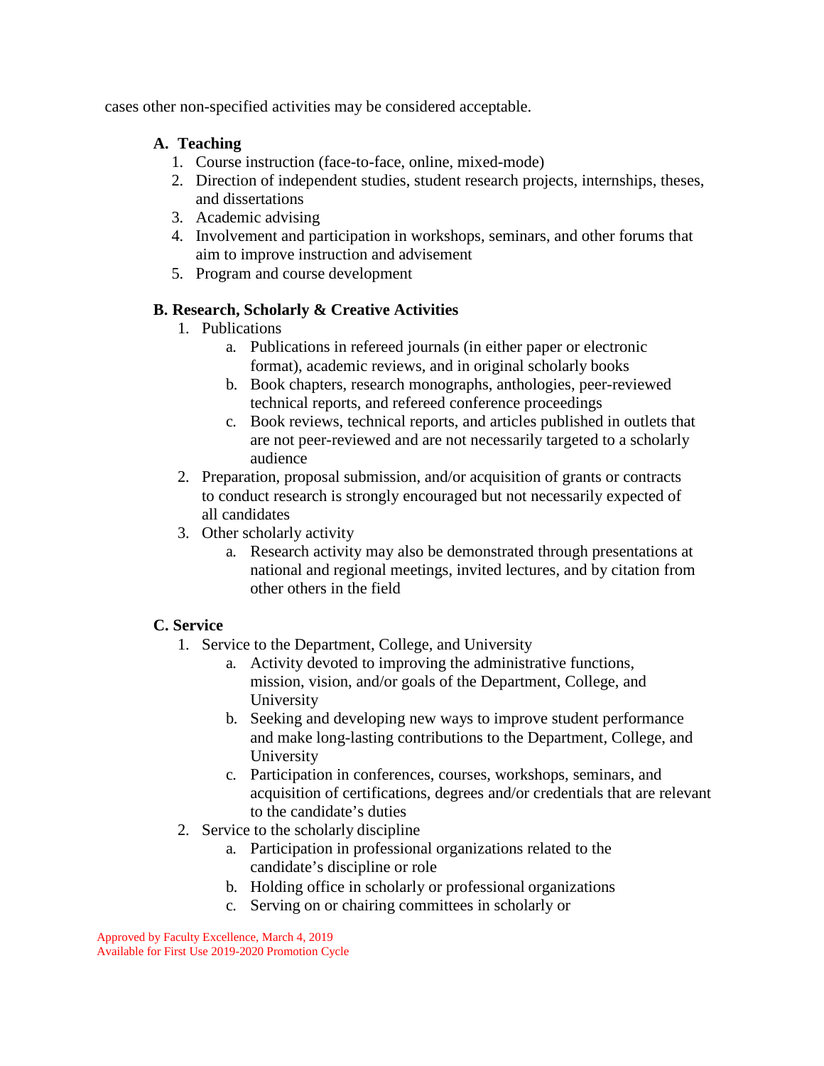cases other non-specified activities may be considered acceptable.

**A. Teaching**

1. Course instruction (face-to-face, online, mixed-mode)
2. Direction of independent studies, student research projects, internships, theses, and dissertations
3. Academic advising
4. Involvement and participation in workshops, seminars, and other forums that aim to improve instruction and advisement
5. Program and course development

**B. Research, Scholarly & Creative Activities**

1. Publications
   a. Publications in refereed journals (in either paper or electronic format), academic reviews, and in original scholarly books
   b. Book chapters, research monographs, anthologies, peer-reviewed technical reports, and refereed conference proceedings
   c. Book reviews, technical reports, and articles published in outlets that are not peer-reviewed and are not necessarily targeted to a scholarly audience
2. Preparation, proposal submission, and/or acquisition of grants or contracts to conduct research is strongly encouraged but not necessarily expected of all candidates
3. Other scholarly activity
   a. Research activity may also be demonstrated through presentations at national and regional meetings, invited lectures, and by citation from other others in the field

**C. Service**

1. Service to the Department, College, and University
   a. Activity devoted to improving the administrative functions, mission, vision, and/or goals of the Department, College, and University
   b. Seeking and developing new ways to improve student performance and make long-lasting contributions to the Department, College, and University
   c. Participation in conferences, courses, workshops, seminars, and acquisition of certifications, degrees and/or credentials that are relevant to the candidate's duties
2. Service to the scholarly discipline
   a. Participation in professional organizations related to the candidate's discipline or role
   b. Holding office in scholarly or professional organizations
   c. Serving on or chairing committees in scholarly or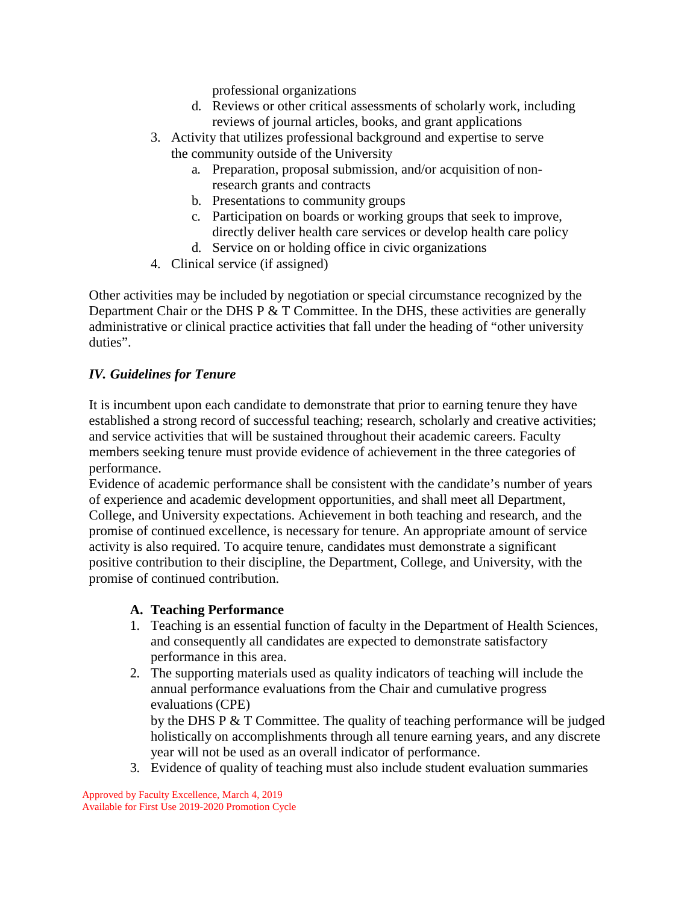professional organizations

   d. Reviews or other critical assessments of scholarly work, including reviews of journal articles, books, and grant applications

3. Activity that utilizes professional background and expertise to serve the community outside of the University
   a. Preparation, proposal submission, and/or acquisition of non-research grants and contracts
   b. Presentations to community groups
   c. Participation on boards or working groups that seek to improve, directly deliver health care services or develop health care policy
   d. Service on or holding office in civic organizations
4. Clinical service (if assigned)

Other activities may be included by negotiation or special circumstance recognized by the Department Chair or the DHS P & T Committee. In the DHS, these activities are generally administrative or clinical practice activities that fall under the heading of "other university duties".

### *IV. Guidelines for Tenure*

It is incumbent upon each candidate to demonstrate that prior to earning tenure they have established a strong record of successful teaching; research, scholarly and creative activities; and service activities that will be sustained throughout their academic careers. Faculty members seeking tenure must provide evidence of achievement in the three categories of performance.

Evidence of academic performance shall be consistent with the candidate's number of years of experience and academic development opportunities, and shall meet all Department, College, and University expectations. Achievement in both teaching and research, and the promise of continued excellence, is necessary for tenure. An appropriate amount of service activity is also required. To acquire tenure, candidates must demonstrate a significant positive contribution to their discipline, the Department, College, and University, with the promise of continued contribution.

**A. Teaching Performance**

1. Teaching is an essential function of faculty in the Department of Health Sciences, and consequently all candidates are expected to demonstrate satisfactory performance in this area.
2. The supporting materials used as quality indicators of teaching will include the annual performance evaluations from the Chair and cumulative progress evaluations (CPE) by the DHS P & T Committee. The quality of teaching performance will be judged holistically on accomplishments through all tenure earning years, and any discrete year will not be used as an overall indicator of performance.
3. Evidence of quality of teaching must also include student evaluation summaries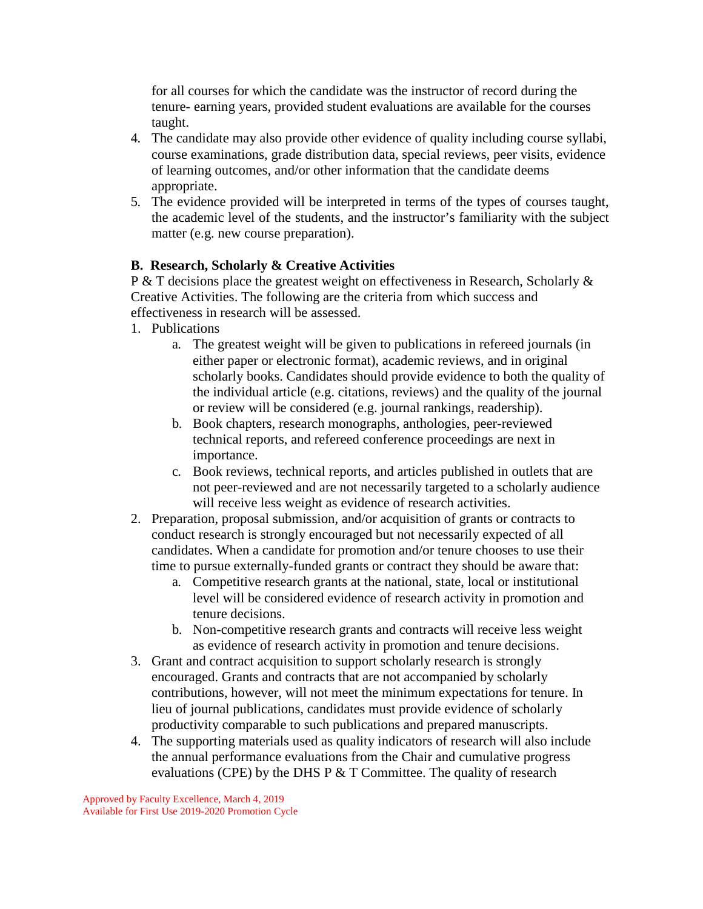for all courses for which the candidate was the instructor of record during the tenure- earning years, provided student evaluations are available for the courses taught.

4. The candidate may also provide other evidence of quality including course syllabi, course examinations, grade distribution data, special reviews, peer visits, evidence of learning outcomes, and/or other information that the candidate deems appropriate.
5. The evidence provided will be interpreted in terms of the types of courses taught, the academic level of the students, and the instructor's familiarity with the subject matter (e.g. new course preparation).

**B. Research, Scholarly & Creative Activities**

P & T decisions place the greatest weight on effectiveness in Research, Scholarly & Creative Activities. The following are the criteria from which success and effectiveness in research will be assessed.

1. Publications
   a. The greatest weight will be given to publications in refereed journals (in either paper or electronic format), academic reviews, and in original scholarly books. Candidates should provide evidence to both the quality of the individual article (e.g. citations, reviews) and the quality of the journal or review will be considered (e.g. journal rankings, readership).
   b. Book chapters, research monographs, anthologies, peer-reviewed technical reports, and refereed conference proceedings are next in importance.
   c. Book reviews, technical reports, and articles published in outlets that are not peer-reviewed and are not necessarily targeted to a scholarly audience will receive less weight as evidence of research activities.
2. Preparation, proposal submission, and/or acquisition of grants or contracts to conduct research is strongly encouraged but not necessarily expected of all candidates. When a candidate for promotion and/or tenure chooses to use their time to pursue externally-funded grants or contract they should be aware that:
   a. Competitive research grants at the national, state, local or institutional level will be considered evidence of research activity in promotion and tenure decisions.
   b. Non-competitive research grants and contracts will receive less weight as evidence of research activity in promotion and tenure decisions.
3. Grant and contract acquisition to support scholarly research is strongly encouraged. Grants and contracts that are not accompanied by scholarly contributions, however, will not meet the minimum expectations for tenure. In lieu of journal publications, candidates must provide evidence of scholarly productivity comparable to such publications and prepared manuscripts.
4. The supporting materials used as quality indicators of research will also include the annual performance evaluations from the Chair and cumulative progress evaluations (CPE) by the DHS P & T Committee. The quality of research

Approved by Faculty Excellence, March 4, 2019
Available for First Use 2019-2020 Promotion Cycle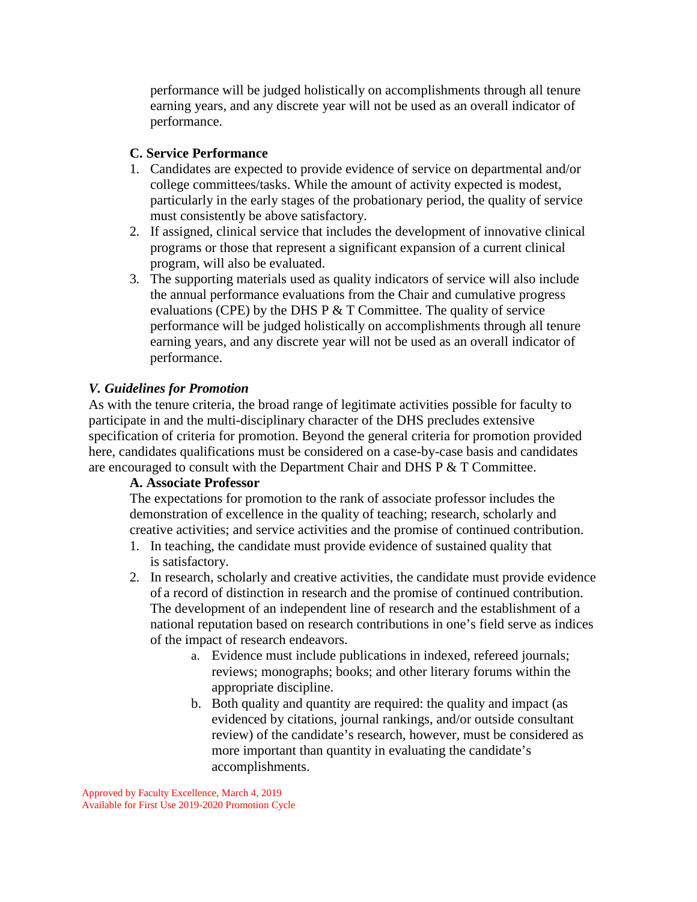performance will be judged holistically on accomplishments through all tenure earning years, and any discrete year will not be used as an overall indicator of performance.

**C. Service Performance**

1. Candidates are expected to provide evidence of service on departmental and/or college committees/tasks. While the amount of activity expected is modest, particularly in the early stages of the probationary period, the quality of service must consistently be above satisfactory.
2. If assigned, clinical service that includes the development of innovative clinical programs or those that represent a significant expansion of a current clinical program, will also be evaluated.
3. The supporting materials used as quality indicators of service will also include the annual performance evaluations from the Chair and cumulative progress evaluations (CPE) by the DHS P & T Committee. The quality of service performance will be judged holistically on accomplishments through all tenure earning years, and any discrete year will not be used as an overall indicator of performance.

### *V. Guidelines for Promotion*

As with the tenure criteria, the broad range of legitimate activities possible for faculty to participate in and the multi-disciplinary character of the DHS precludes extensive specification of criteria for promotion. Beyond the general criteria for promotion provided here, candidates qualifications must be considered on a case-by-case basis and candidates are encouraged to consult with the Department Chair and DHS P & T Committee.

**A. Associate Professor**

The expectations for promotion to the rank of associate professor includes the demonstration of excellence in the quality of teaching; research, scholarly and creative activities; and service activities and the promise of continued contribution.

1. In teaching, the candidate must provide evidence of sustained quality that is satisfactory.
2. In research, scholarly and creative activities, the candidate must provide evidence of a record of distinction in research and the promise of continued contribution. The development of an independent line of research and the establishment of a national reputation based on research contributions in one's field serve as indices of the impact of research endeavors.
    a. Evidence must include publications in indexed, refereed journals; reviews; monographs; books; and other literary forums within the appropriate discipline.
    b. Both quality and quantity are required: the quality and impact (as evidenced by citations, journal rankings, and/or outside consultant review) of the candidate's research, however, must be considered as more important than quantity in evaluating the candidate's accomplishments.

Approved by Faculty Excellence, March 4, 2019
Available for First Use 2019-2020 Promotion Cycle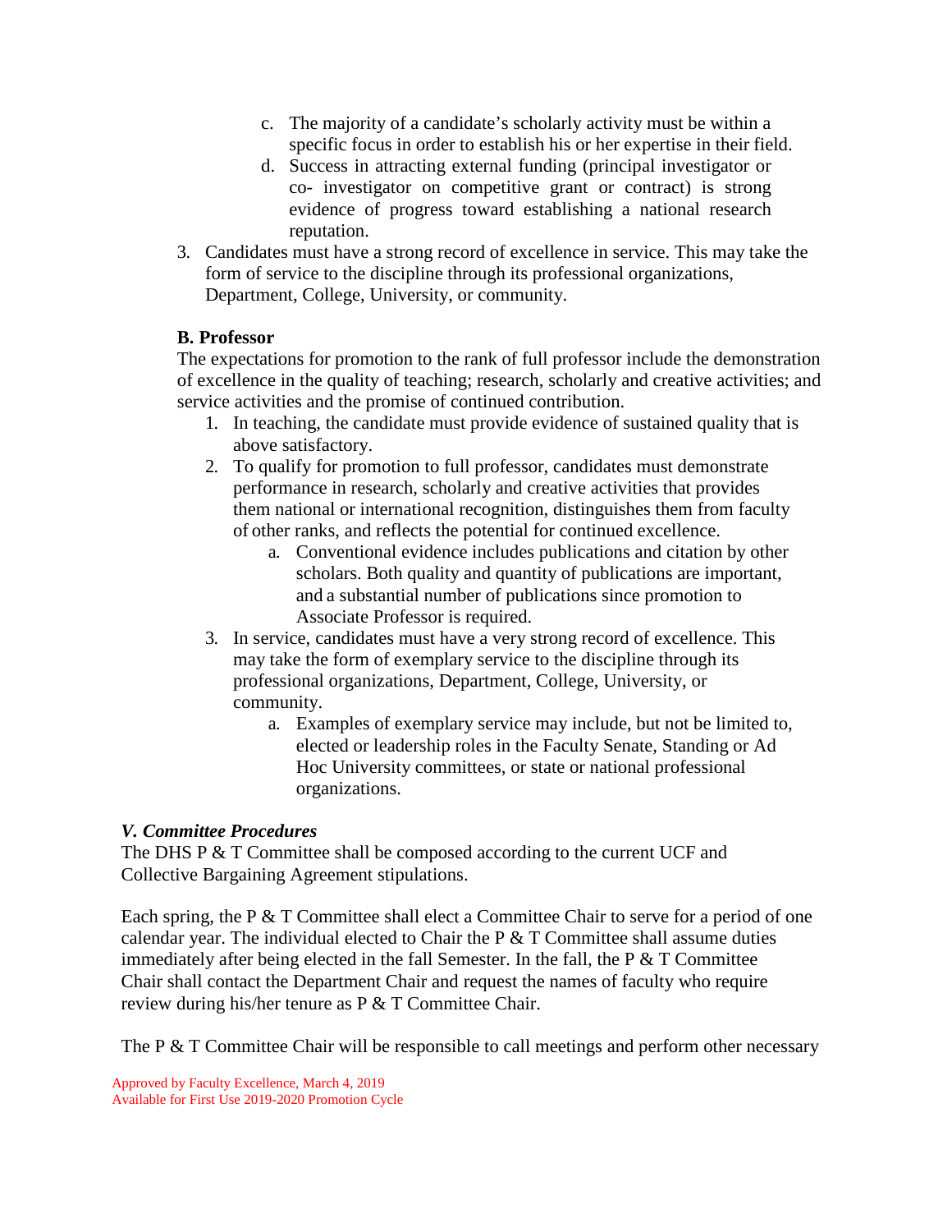c. The majority of a candidate's scholarly activity must be within a specific focus in order to establish his or her expertise in their field.
d. Success in attracting external funding (principal investigator or co- investigator on competitive grant or contract) is strong evidence of progress toward establishing a national research reputation.

3. Candidates must have a strong record of excellence in service. This may take the form of service to the discipline through its professional organizations, Department, College, University, or community.

**B. Professor**

The expectations for promotion to the rank of full professor include the demonstration of excellence in the quality of teaching; research, scholarly and creative activities; and service activities and the promise of continued contribution.

1. In teaching, the candidate must provide evidence of sustained quality that is above satisfactory.
2. To qualify for promotion to full professor, candidates must demonstrate performance in research, scholarly and creative activities that provides them national or international recognition, distinguishes them from faculty of other ranks, and reflects the potential for continued excellence.
    a. Conventional evidence includes publications and citation by other scholars. Both quality and quantity of publications are important, and a substantial number of publications since promotion to Associate Professor is required.
3. In service, candidates must have a very strong record of excellence. This may take the form of exemplary service to the discipline through its professional organizations, Department, College, University, or community.
    a. Examples of exemplary service may include, but not be limited to, elected or leadership roles in the Faculty Senate, Standing or Ad Hoc University committees, or state or national professional organizations.

***V. Committee Procedures***

The DHS P & T Committee shall be composed according to the current UCF and Collective Bargaining Agreement stipulations.

Each spring, the P & T Committee shall elect a Committee Chair to serve for a period of one calendar year. The individual elected to Chair the P & T Committee shall assume duties immediately after being elected in the fall Semester. In the fall, the P & T Committee Chair shall contact the Department Chair and request the names of faculty who require review during his/her tenure as P & T Committee Chair.

The P & T Committee Chair will be responsible to call meetings and perform other necessary

Approved by Faculty Excellence, March 4, 2019
Available for First Use 2019-2020 Promotion Cycle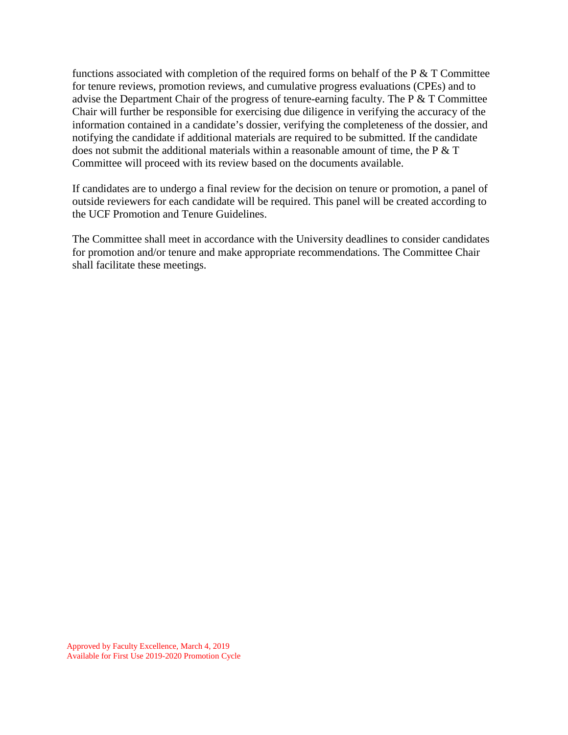functions associated with completion of the required forms on behalf of the P & T Committee for tenure reviews, promotion reviews, and cumulative progress evaluations (CPEs) and to advise the Department Chair of the progress of tenure-earning faculty. The P & T Committee Chair will further be responsible for exercising due diligence in verifying the accuracy of the information contained in a candidate's dossier, verifying the completeness of the dossier, and notifying the candidate if additional materials are required to be submitted. If the candidate does not submit the additional materials within a reasonable amount of time, the P & T Committee will proceed with its review based on the documents available.

If candidates are to undergo a final review for the decision on tenure or promotion, a panel of outside reviewers for each candidate will be required. This panel will be created according to the UCF Promotion and Tenure Guidelines.

The Committee shall meet in accordance with the University deadlines to consider candidates for promotion and/or tenure and make appropriate recommendations. The Committee Chair shall facilitate these meetings.

Approved by Faculty Excellence, March 4, 2019
Available for First Use 2019-2020 Promotion Cycle